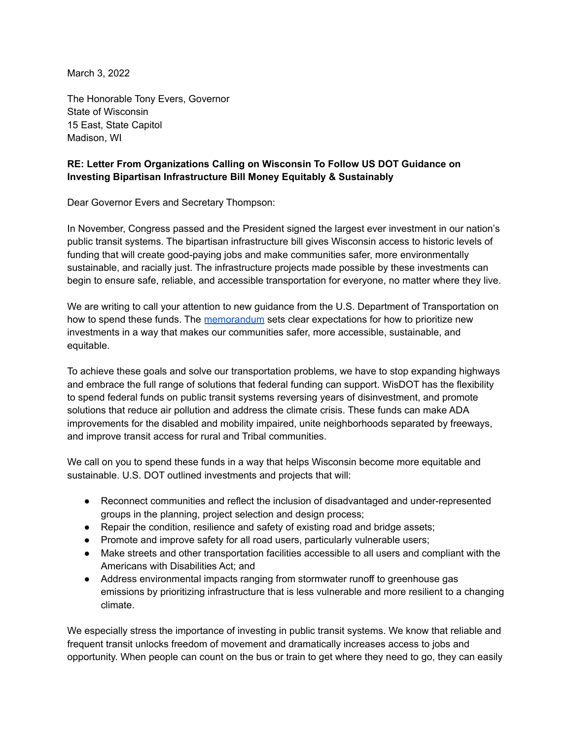March 3, 2022

The Honorable Tony Evers, Governor
State of Wisconsin
15 East, State Capitol
Madison, WI

**RE: Letter From Organizations Calling on Wisconsin To Follow US DOT Guidance on Investing Bipartisan Infrastructure Bill Money Equitably & Sustainably**

Dear Governor Evers and Secretary Thompson:

In November, Congress passed and the President signed the largest ever investment in our nation's public transit systems. The bipartisan infrastructure bill gives Wisconsin access to historic levels of funding that will create good-paying jobs and make communities safer, more environmentally sustainable, and racially just. The infrastructure projects made possible by these investments can begin to ensure safe, reliable, and accessible transportation for everyone, no matter where they live.

We are writing to call your attention to new guidance from the U.S. Department of Transportation on how to spend these funds. The memorandum sets clear expectations for how to prioritize new investments in a way that makes our communities safer, more accessible, sustainable, and equitable.

To achieve these goals and solve our transportation problems, we have to stop expanding highways and embrace the full range of solutions that federal funding can support. WisDOT has the flexibility to spend federal funds on public transit systems reversing years of disinvestment, and promote solutions that reduce air pollution and address the climate crisis. These funds can make ADA improvements for the disabled and mobility impaired, unite neighborhoods separated by freeways, and improve transit access for rural and Tribal communities.

We call on you to spend these funds in a way that helps Wisconsin become more equitable and sustainable. U.S. DOT outlined investments and projects that will:

- Reconnect communities and reflect the inclusion of disadvantaged and under-represented groups in the planning, project selection and design process;
- Repair the condition, resilience and safety of existing road and bridge assets;
- Promote and improve safety for all road users, particularly vulnerable users;
- Make streets and other transportation facilities accessible to all users and compliant with the Americans with Disabilities Act; and
- Address environmental impacts ranging from stormwater runoff to greenhouse gas emissions by prioritizing infrastructure that is less vulnerable and more resilient to a changing climate.

We especially stress the importance of investing in public transit systems. We know that reliable and frequent transit unlocks freedom of movement and dramatically increases access to jobs and opportunity. When people can count on the bus or train to get where they need to go, they can easily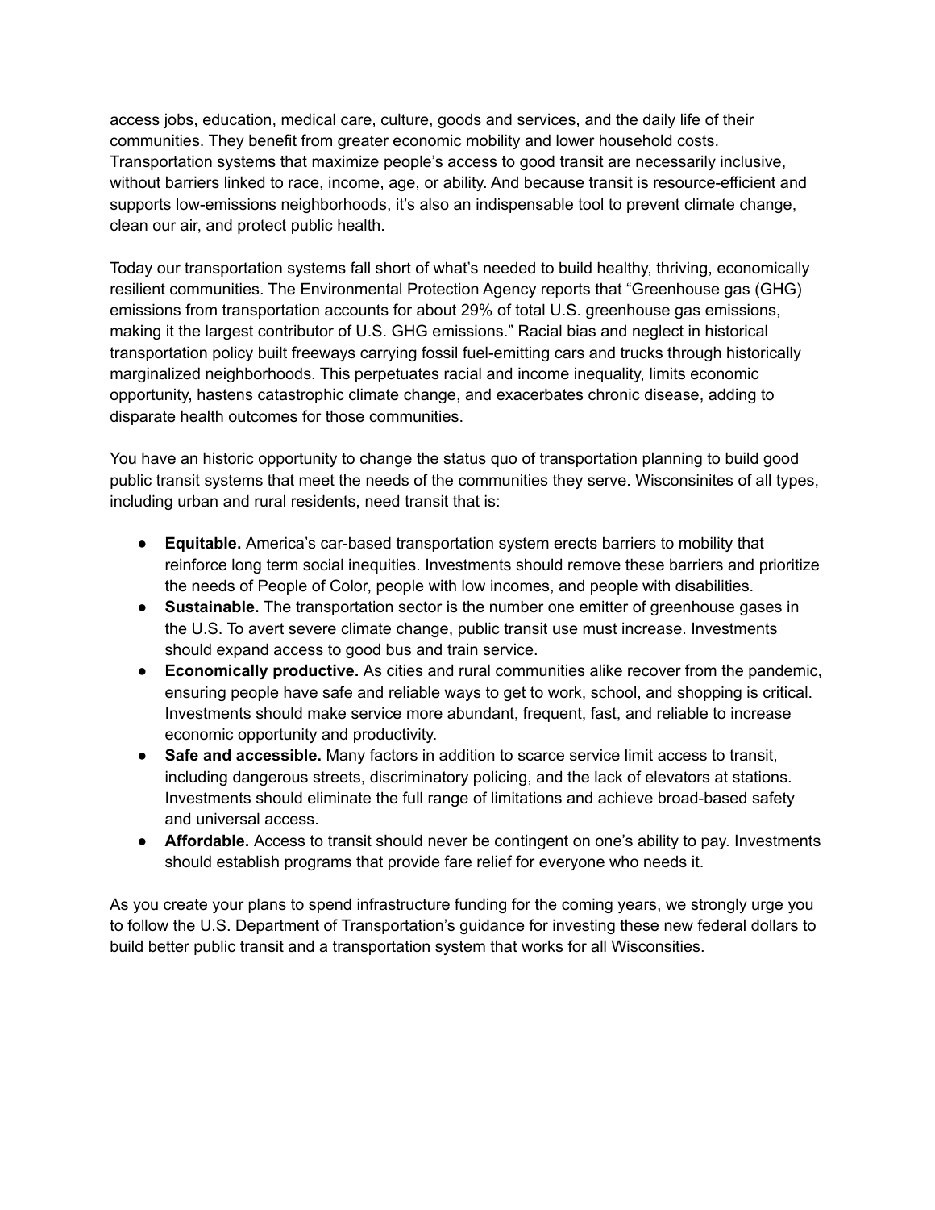access jobs, education, medical care, culture, goods and services, and the daily life of their communities. They benefit from greater economic mobility and lower household costs. Transportation systems that maximize people's access to good transit are necessarily inclusive, without barriers linked to race, income, age, or ability. And because transit is resource-efficient and supports low-emissions neighborhoods, it's also an indispensable tool to prevent climate change, clean our air, and protect public health.

Today our transportation systems fall short of what's needed to build healthy, thriving, economically resilient communities. The Environmental Protection Agency reports that "Greenhouse gas (GHG) emissions from transportation accounts for about 29% of total U.S. greenhouse gas emissions, making it the largest contributor of U.S. GHG emissions." Racial bias and neglect in historical transportation policy built freeways carrying fossil fuel-emitting cars and trucks through historically marginalized neighborhoods. This perpetuates racial and income inequality, limits economic opportunity, hastens catastrophic climate change, and exacerbates chronic disease, adding to disparate health outcomes for those communities.

You have an historic opportunity to change the status quo of transportation planning to build good public transit systems that meet the needs of the communities they serve. Wisconsinites of all types, including urban and rural residents, need transit that is:

- **Equitable.** America's car-based transportation system erects barriers to mobility that reinforce long term social inequities. Investments should remove these barriers and prioritize the needs of People of Color, people with low incomes, and people with disabilities.
- **Sustainable.** The transportation sector is the number one emitter of greenhouse gases in the U.S. To avert severe climate change, public transit use must increase. Investments should expand access to good bus and train service.
- **Economically productive.** As cities and rural communities alike recover from the pandemic, ensuring people have safe and reliable ways to get to work, school, and shopping is critical. Investments should make service more abundant, frequent, fast, and reliable to increase economic opportunity and productivity.
- **Safe and accessible.** Many factors in addition to scarce service limit access to transit, including dangerous streets, discriminatory policing, and the lack of elevators at stations. Investments should eliminate the full range of limitations and achieve broad-based safety and universal access.
- **Affordable.** Access to transit should never be contingent on one's ability to pay. Investments should establish programs that provide fare relief for everyone who needs it.

As you create your plans to spend infrastructure funding for the coming years, we strongly urge you to follow the U.S. Department of Transportation's guidance for investing these new federal dollars to build better public transit and a transportation system that works for all Wisconsites.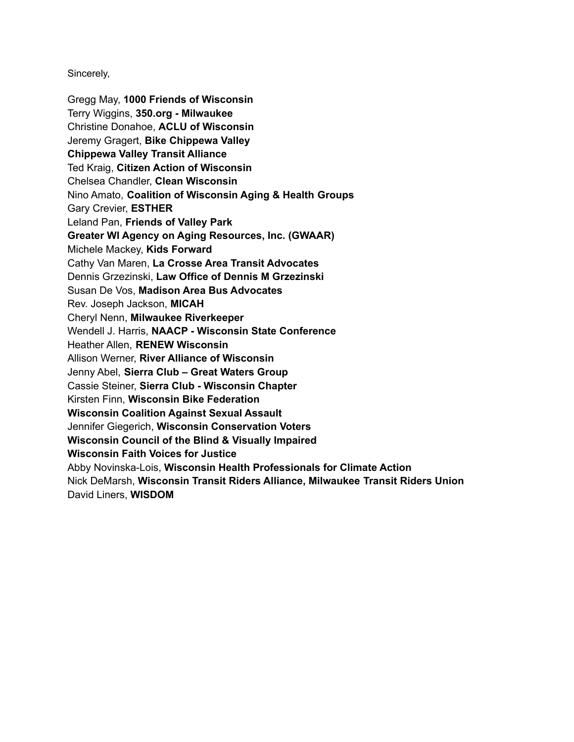Sincerely,

Gregg May, **1000 Friends of Wisconsin**
Terry Wiggins, **350.org - Milwaukee**
Christine Donahoe, **ACLU of Wisconsin**
Jeremy Gragert, **Bike Chippewa Valley**
**Chippewa Valley Transit Alliance**
Ted Kraig, **Citizen Action of Wisconsin**
Chelsea Chandler, **Clean Wisconsin**
Nino Amato, **Coalition of Wisconsin Aging & Health Groups**
Gary Crevier, **ESTHER**
Leland Pan, **Friends of Valley Park**
**Greater WI Agency on Aging Resources, Inc. (GWAAR)**
Michele Mackey, **Kids Forward**
Cathy Van Maren, **La Crosse Area Transit Advocates**
Dennis Grzezinski, **Law Office of Dennis M Grzezinski**
Susan De Vos, **Madison Area Bus Advocates**
Rev. Joseph Jackson, **MICAH**
Cheryl Nenn, **Milwaukee Riverkeeper**
Wendell J. Harris, **NAACP - Wisconsin State Conference**
Heather Allen, **RENEW Wisconsin**
Allison Werner, **River Alliance of Wisconsin**
Jenny Abel, **Sierra Club – Great Waters Group**
Cassie Steiner, **Sierra Club - Wisconsin Chapter**
Kirsten Finn, **Wisconsin Bike Federation**
**Wisconsin Coalition Against Sexual Assault**
Jennifer Giegerich, **Wisconsin Conservation Voters**
**Wisconsin Council of the Blind & Visually Impaired**
**Wisconsin Faith Voices for Justice**
Abby Novinska-Lois, **Wisconsin Health Professionals for Climate Action**
Nick DeMarsh, **Wisconsin Transit Riders Alliance, Milwaukee Transit Riders Union**
David Liners, **WISDOM**